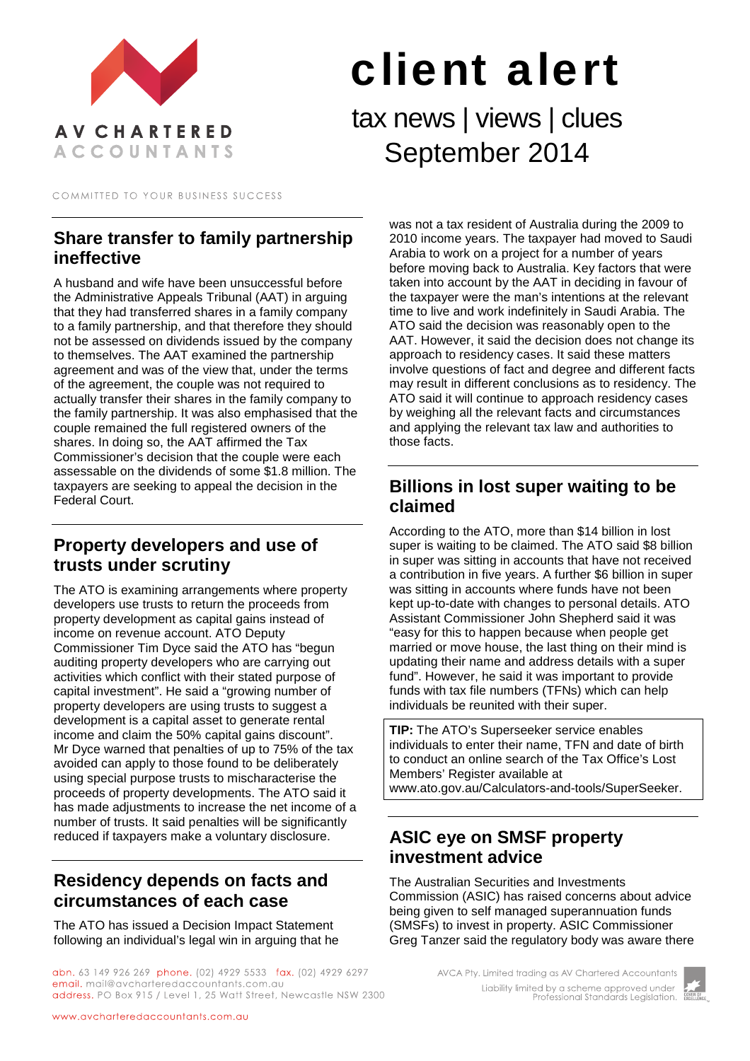AV CHARTERED ACCOUNTANTS

COMMITTED TO YOUR BUSINESS SUCCESS

# client alert

tax news | views | clues
September 2014

## Share transfer to family partnership ineffective

A husband and wife have been unsuccessful before the Administrative Appeals Tribunal (AAT) in arguing that they had transferred shares in a family company to a family partnership, and that therefore they should not be assessed on dividends issued by the company to themselves. The AAT examined the partnership agreement and was of the view that, under the terms of the agreement, the couple was not required to actually transfer their shares in the family company to the family partnership. It was also emphasised that the couple remained the full registered owners of the shares. In doing so, the AAT affirmed the Tax Commissioner's decision that the couple were each assessable on the dividends of some $1.8 million. The taxpayers are seeking to appeal the decision in the Federal Court.

## Property developers and use of trusts under scrutiny

The ATO is examining arrangements where property developers use trusts to return the proceeds from property development as capital gains instead of income on revenue account. ATO Deputy Commissioner Tim Dyce said the ATO has "begun auditing property developers who are carrying out activities which conflict with their stated purpose of capital investment". He said a "growing number of property developers are using trusts to suggest a development is a capital asset to generate rental income and claim the 50% capital gains discount". Mr Dyce warned that penalties of up to 75% of the tax avoided can apply to those found to be deliberately using special purpose trusts to mischaracterise the proceeds of property developments. The ATO said it has made adjustments to increase the net income of a number of trusts. It said penalties will be significantly reduced if taxpayers make a voluntary disclosure.

## Residency depends on facts and circumstances of each case

The ATO has issued a Decision Impact Statement following an individual's legal win in arguing that he was not a tax resident of Australia during the 2009 to 2010 income years. The taxpayer had moved to Saudi Arabia to work on a project for a number of years before moving back to Australia. Key factors that were taken into account by the AAT in deciding in favour of the taxpayer were the man's intentions at the relevant time to live and work indefinitely in Saudi Arabia. The ATO said the decision was reasonably open to the AAT. However, it said the decision does not change its approach to residency cases. It said these matters involve questions of fact and degree and different facts may result in different conclusions as to residency. The ATO said it will continue to approach residency cases by weighing all the relevant facts and circumstances and applying the relevant tax law and authorities to those facts.

## Billions in lost super waiting to be claimed

According to the ATO, more than $14 billion in lost super is waiting to be claimed. The ATO said $8 billion in super was sitting in accounts that have not received a contribution in five years. A further $6 billion in super was sitting in accounts where funds have not been kept up-to-date with changes to personal details. ATO Assistant Commissioner John Shepherd said it was "easy for this to happen because when people get married or move house, the last thing on their mind is updating their name and address details with a super fund". However, he said it was important to provide funds with tax file numbers (TFNs) which can help individuals be reunited with their super.

**TIP:** The ATO's Superseeker service enables individuals to enter their name, TFN and date of birth to conduct an online search of the Tax Office's Lost Members' Register available at www.ato.gov.au/Calculators-and-tools/SuperSeeker.

## ASIC eye on SMSF property investment advice

The Australian Securities and Investments Commission (ASIC) has raised concerns about advice being given to self managed superannuation funds (SMSFs) to invest in property. ASIC Commissioner Greg Tanzer said the regulatory body was aware there

abn. 63 149 926 269 phone. (02) 4929 5533 fax. (02) 4929 6297
email. mail@avcharteredaccountants.com.au
address. PO Box 915 / Level 1, 25 Watt Street, Newcastle NSW 2300

AVCA Pty. Limited trading as AV Chartered Accountants
Liability limited by a scheme approved under Professional Standards Legislation.

www.avcharteredaccountants.com.au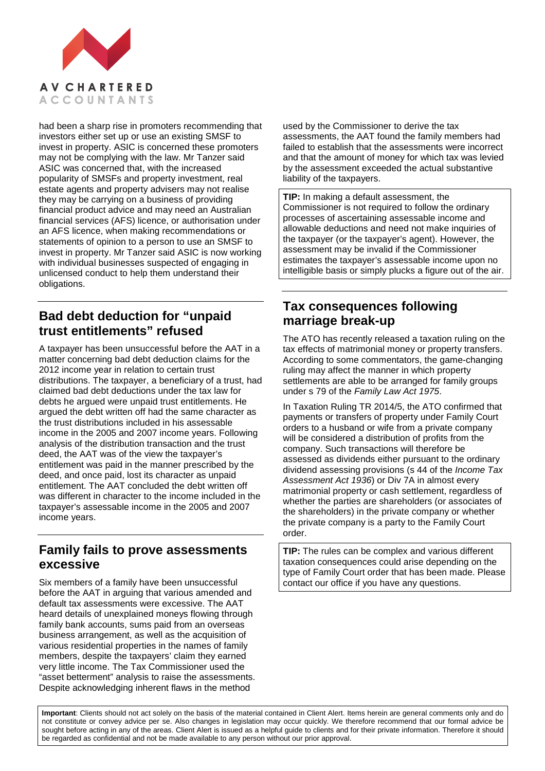had been a sharp rise in promoters recommending that investors either set up or use an existing SMSF to invest in property. ASIC is concerned these promoters may not be complying with the law. Mr Tanzer said ASIC was concerned that, with the increased popularity of SMSFs and property investment, real estate agents and property advisers may not realise they may be carrying on a business of providing financial product advice and may need an Australian financial services (AFS) licence, or authorisation under an AFS licence, when making recommendations or statements of opinion to a person to use an SMSF to invest in property. Mr Tanzer said ASIC is now working with individual businesses suspected of engaging in unlicensed conduct to help them understand their obligations.

## Bad debt deduction for "unpaid trust entitlements" refused

A taxpayer has been unsuccessful before the AAT in a matter concerning bad debt deduction claims for the 2012 income year in relation to certain trust distributions. The taxpayer, a beneficiary of a trust, had claimed bad debt deductions under the tax law for debts he argued were unpaid trust entitlements. He argued the debt written off had the same character as the trust distributions included in his assessable income in the 2005 and 2007 income years. Following analysis of the distribution transaction and the trust deed, the AAT was of the view the taxpayer's entitlement was paid in the manner prescribed by the deed, and once paid, lost its character as unpaid entitlement. The AAT concluded the debt written off was different in character to the income included in the taxpayer's assessable income in the 2005 and 2007 income years.

## Family fails to prove assessments excessive

Six members of a family have been unsuccessful before the AAT in arguing that various amended and default tax assessments were excessive. The AAT heard details of unexplained moneys flowing through family bank accounts, sums paid from an overseas business arrangement, as well as the acquisition of various residential properties in the names of family members, despite the taxpayers' claim they earned very little income. The Tax Commissioner used the "asset betterment" analysis to raise the assessments. Despite acknowledging inherent flaws in the method used by the Commissioner to derive the tax assessments, the AAT found the family members had failed to establish that the assessments were incorrect and that the amount of money for which tax was levied by the assessment exceeded the actual substantive liability of the taxpayers.

**TIP:** In making a default assessment, the Commissioner is not required to follow the ordinary processes of ascertaining assessable income and allowable deductions and need not make inquiries of the taxpayer (or the taxpayer's agent). However, the assessment may be invalid if the Commissioner estimates the taxpayer's assessable income upon no intelligible basis or simply plucks a figure out of the air.

## Tax consequences following marriage break-up

The ATO has recently released a taxation ruling on the tax effects of matrimonial money or property transfers. According to some commentators, the game-changing ruling may affect the manner in which property settlements are able to be arranged for family groups under s 79 of the *Family Law Act 1975*.

In Taxation Ruling TR 2014/5, the ATO confirmed that payments or transfers of property under Family Court orders to a husband or wife from a private company will be considered a distribution of profits from the company. Such transactions will therefore be assessed as dividends either pursuant to the ordinary dividend assessing provisions (s 44 of the *Income Tax Assessment Act 1936*) or Div 7A in almost every matrimonial property or cash settlement, regardless of whether the parties are shareholders (or associates of the shareholders) in the private company or whether the private company is a party to the Family Court order.

**TIP:** The rules can be complex and various different taxation consequences could arise depending on the type of Family Court order that has been made. Please contact our office if you have any questions.

**Important**: Clients should not act solely on the basis of the material contained in Client Alert. Items herein are general comments only and do not constitute or convey advice per se. Also changes in legislation may occur quickly. We therefore recommend that our formal advice be sought before acting in any of the areas. Client Alert is issued as a helpful guide to clients and for their private information. Therefore it should be regarded as confidential and not be made available to any person without our prior approval.